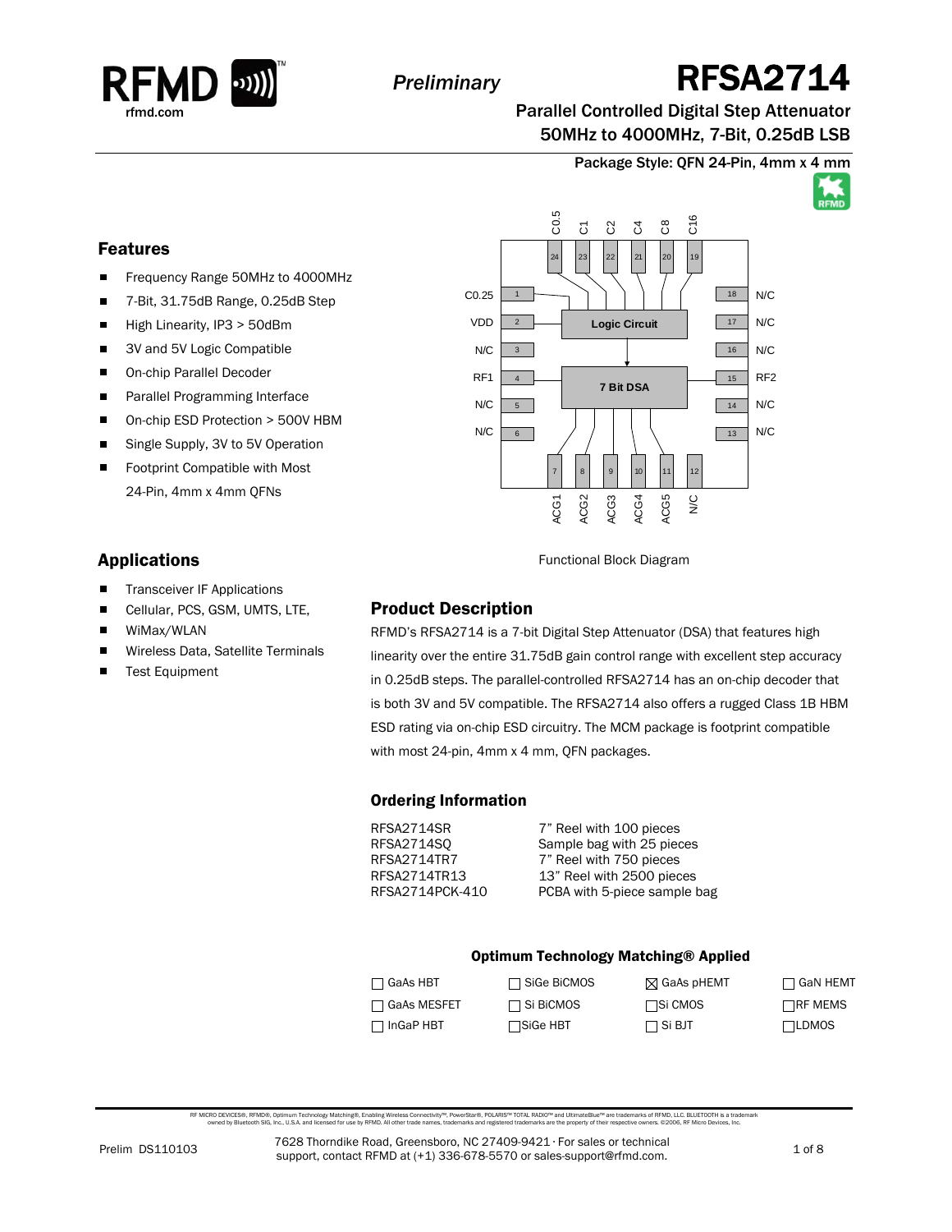*Preliminary*

# RFSA2714

## Parallel Controlled Digital Step Attenuator
## 50MHz to 4000MHz, 7-Bit, 0.25dB LSB

Package Style: QFN 24-Pin, 4mm x 4 mm

### Features

- Frequency Range 50MHz to 4000MHz
- 7-Bit, 31.75dB Range, 0.25dB Step
- High Linearity, IP3 > 50dBm
- 3V and 5V Logic Compatible
- On-chip Parallel Decoder
- Parallel Programming Interface
- On-chip ESD Protection > 500V HBM
- Single Supply, 3V to 5V Operation
- Footprint Compatible with Most 24-Pin, 4mm x 4mm QFNs

### Applications

- Transceiver IF Applications
- Cellular, PCS, GSM, UMTS, LTE,
- WiMax/WLAN
- Wireless Data, Satellite Terminals
- Test Equipment

Functional Block Diagram

### Product Description

RFMD's RFSA2714 is a 7-bit Digital Step Attenuator (DSA) that features high linearity over the entire 31.75dB gain control range with excellent step accuracy in 0.25dB steps. The parallel-controlled RFSA2714 has an on-chip decoder that is both 3V and 5V compatible. The RFSA2714 also offers a rugged Class 1B HBM ESD rating via on-chip ESD circuitry. The MCM package is footprint compatible with most 24-pin, 4mm x 4 mm, QFN packages.

### Ordering Information

| | |
|---|---|
| RFSA2714SR | 7" Reel with 100 pieces |
| RFSA2714SQ | Sample bag with 25 pieces |
| RFSA2714TR7 | 7" Reel with 750 pieces |
| RFSA2714TR13 | 13" Reel with 2500 pieces |
| RFSA2714PCK-410 | PCBA with 5-piece sample bag |

### Optimum Technology Matching® Applied

| | | | |
|---|---|---|---|
| ☐ GaAs HBT | ☐ SiGe BiCMOS | ☒ GaAs pHEMT | ☐ GaN HEMT |
| ☐ GaAs MESFET | ☐ Si BiCMOS | ☐ Si CMOS | ☐ RF MEMS |
| ☐ InGaP HBT | ☐ SiGe HBT | ☐ Si BJT | ☐ LDMOS |

RF MICRO DEVICES®, RFMD®, Optimum Technology Matching®, Enabling Wireless Connectivity™, PowerStar®, POLARIS™ TOTAL RADIO™ and UltimateBlue™ are trademarks of RFMD, LLC. BLUETOOTH is a trademark owned by Bluetooth SIG, Inc., U.S.A. and licensed for use by RFMD. All other trade names, trademarks and registered trademarks are the property of their respective owners. ©2006, RF Micro Devices, Inc.

Prelim DS110103

7628 Thorndike Road, Greensboro, NC 27409-9421 · For sales or technical support, contact RFMD at (+1) 336-678-5570 or sales-support@rfmd.com.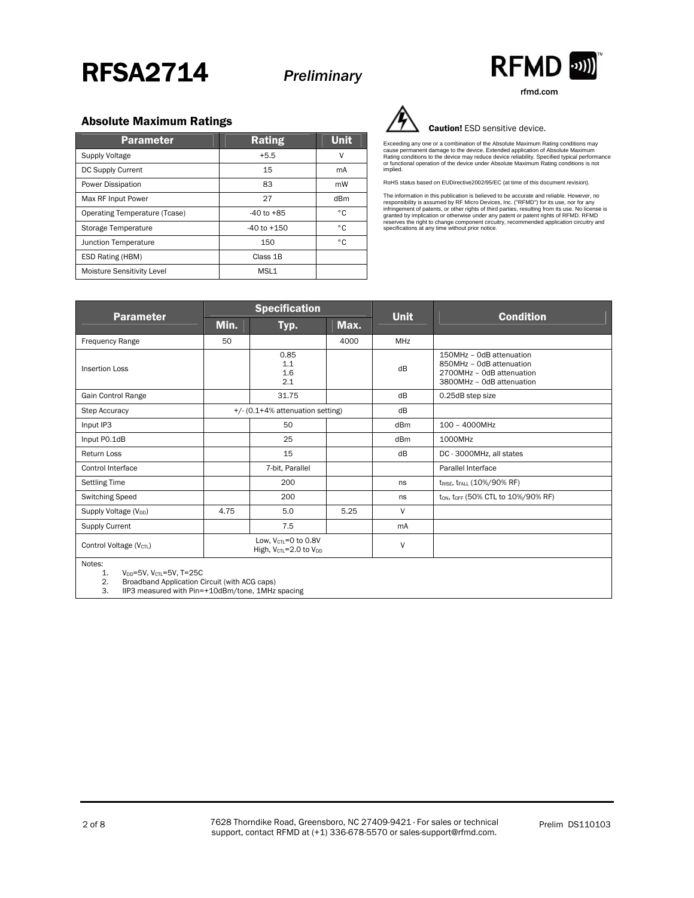## Absolute Maximum Ratings

| Parameter | Rating | Unit |
|---|---|---|
| Supply Voltage | +5.5 | V |
| DC Supply Current | 15 | mA |
| Power Dissipation | 83 | mW |
| Max RF Input Power | 27 | dBm |
| Operating Temperature (Tcase) | -40 to +85 | °C |
| Storage Temperature | -40 to +150 | °C |
| Junction Temperature | 150 | °C |
| ESD Rating (HBM) | Class 1B | |
| Moisture Sensitivity Level | MSL1 | |

**Caution!** ESD sensitive device.

Exceeding any one or a combination of the Absolute Maximum Rating conditions may cause permanent damage to the device. Extended application of Absolute Maximum Rating conditions to the device may reduce device reliability. Specified typical performance or functional operation of the device under Absolute Maximum Rating conditions is not implied.

RoHS status based on EUDirective2002/95/EC (at time of this document revision).

The information in this publication is believed to be accurate and reliable. However, no responsibility is assumed by RF Micro Devices, Inc. ("RFMD") for its use, nor for any infringement of patents, or other rights of third parties, resulting from its use. No license is granted by implication or otherwise under any patent or patent rights of RFMD. RFMD reserves the right to change component circuitry, recommended application circuitry and specifications at any time without prior notice.

| Parameter | Specification | | | Unit | Condition |
|---|---|---|---|---|---|
| | Min. | Typ. | Max. | | |
| Frequency Range | 50 | | 4000 | MHz | |
| Insertion Loss | | 0.85<br>1.1<br>1.6<br>2.1 | | dB | 150MHz – 0dB attenuation<br>850MHz – 0dB attenuation<br>2700MHz – 0dB attenuation<br>3800MHz – 0dB attenuation |
| Gain Control Range | | 31.75 | | dB | 0.25dB step size |
| Step Accuracy | +/- (0.1+4% attenuation setting) | | | dB | |
| Input IP3 | | 50 | | dBm | 100 – 4000MHz |
| Input P0.1dB | | 25 | | dBm | 1000MHz |
| Return Loss | | 15 | | dB | DC - 3000MHz, all states |
| Control Interface | | 7-bit, Parallel | | | Parallel Interface |
| Settling Time | | 200 | | ns | $t_{RISE}$, $t_{FALL}$ (10%/90% RF) |
| Switching Speed | | 200 | | ns | $t_{ON}$, $t_{OFF}$ (50% CTL to 10%/90% RF) |
| Supply Voltage ($V_{DD}$) | 4.75 | 5.0 | 5.25 | V | |
| Supply Current | | 7.5 | | mA | |
| Control Voltage ($V_{CTL}$) | Low, $V_{CTL}$=0 to 0.8V<br>High, $V_{CTL}$=2.0 to $V_{DD}$ | | | V | |

Notes:

1. $V_{DD}$=5V, $V_{CTL}$=5V, T=25C
2. Broadband Application Circuit (with ACG caps)
3. IIP3 measured with Pin=+10dBm/tone, 1MHz spacing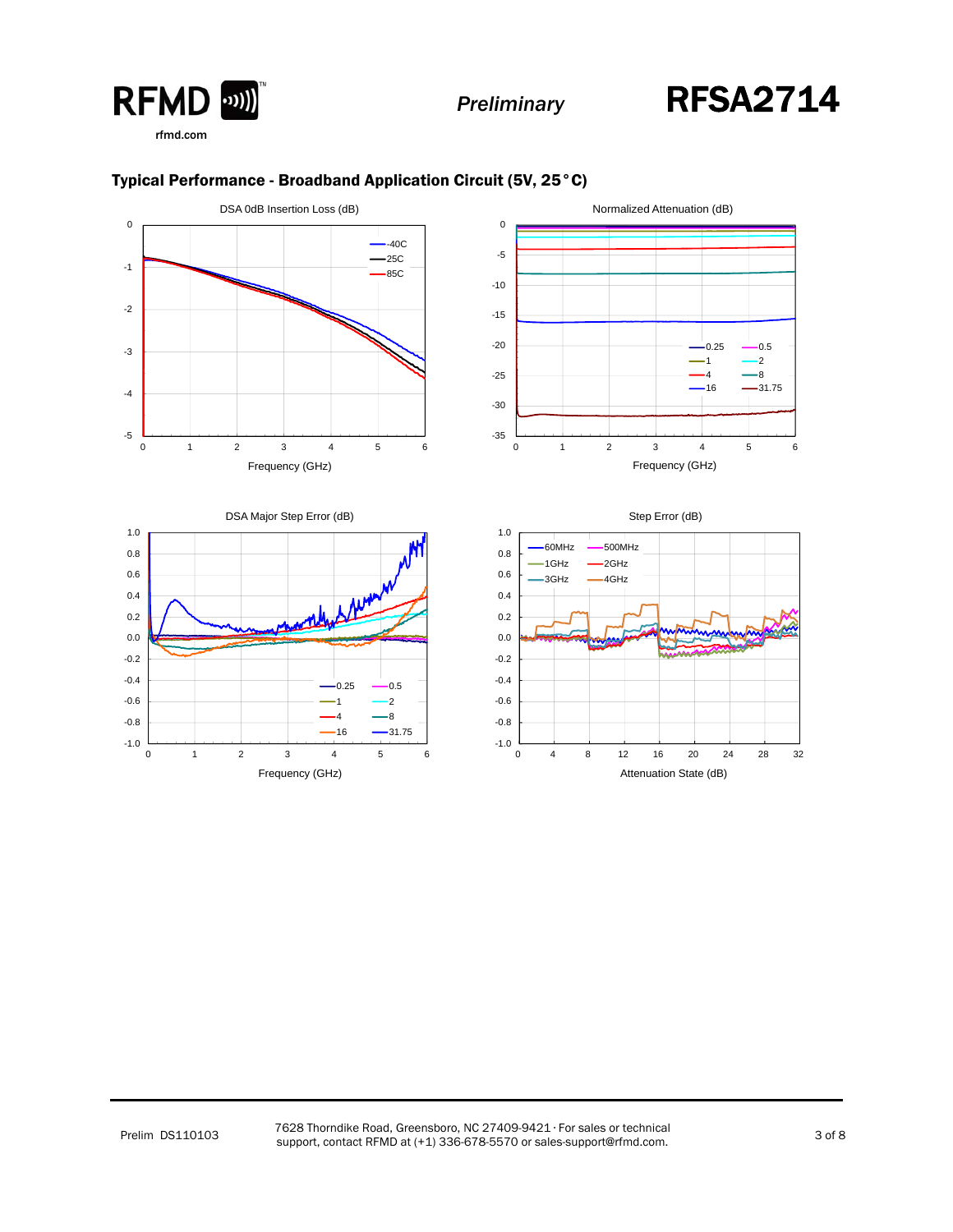## Typical Performance - Broadband Application Circuit (5V, 25°C)

DSA 0dB Insertion Loss (dB)

Normalized Attenuation (dB)

DSA Major Step Error (dB)

Step Error (dB)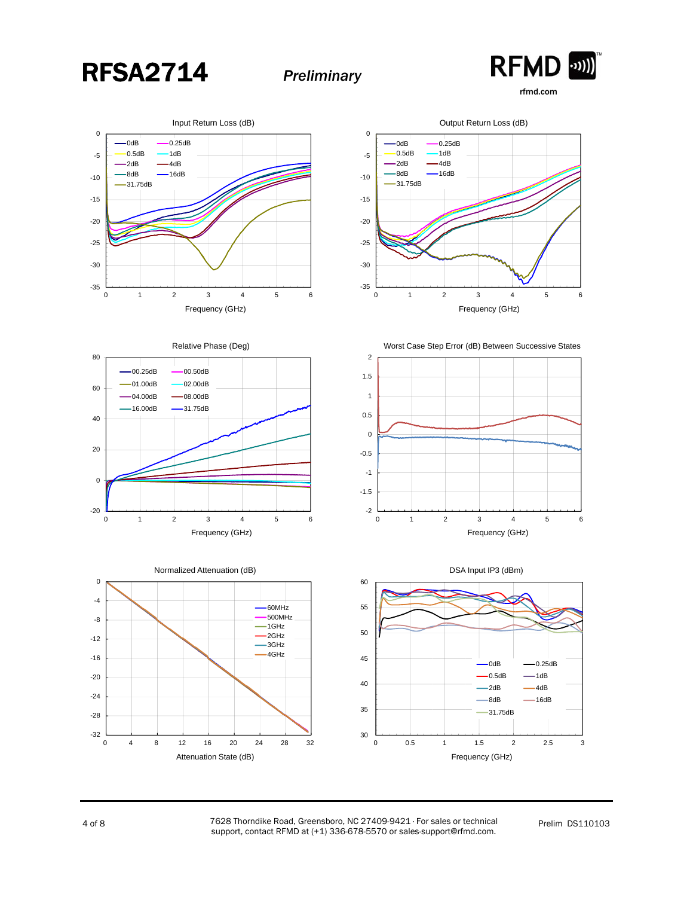# RFSA2714

*Preliminary*

Input Return Loss (dB)

Output Return Loss (dB)

Relative Phase (Deg)

Worst Case Step Error (dB) Between Successive States

Normalized Attenuation (dB)

DSA Input IP3 (dBm)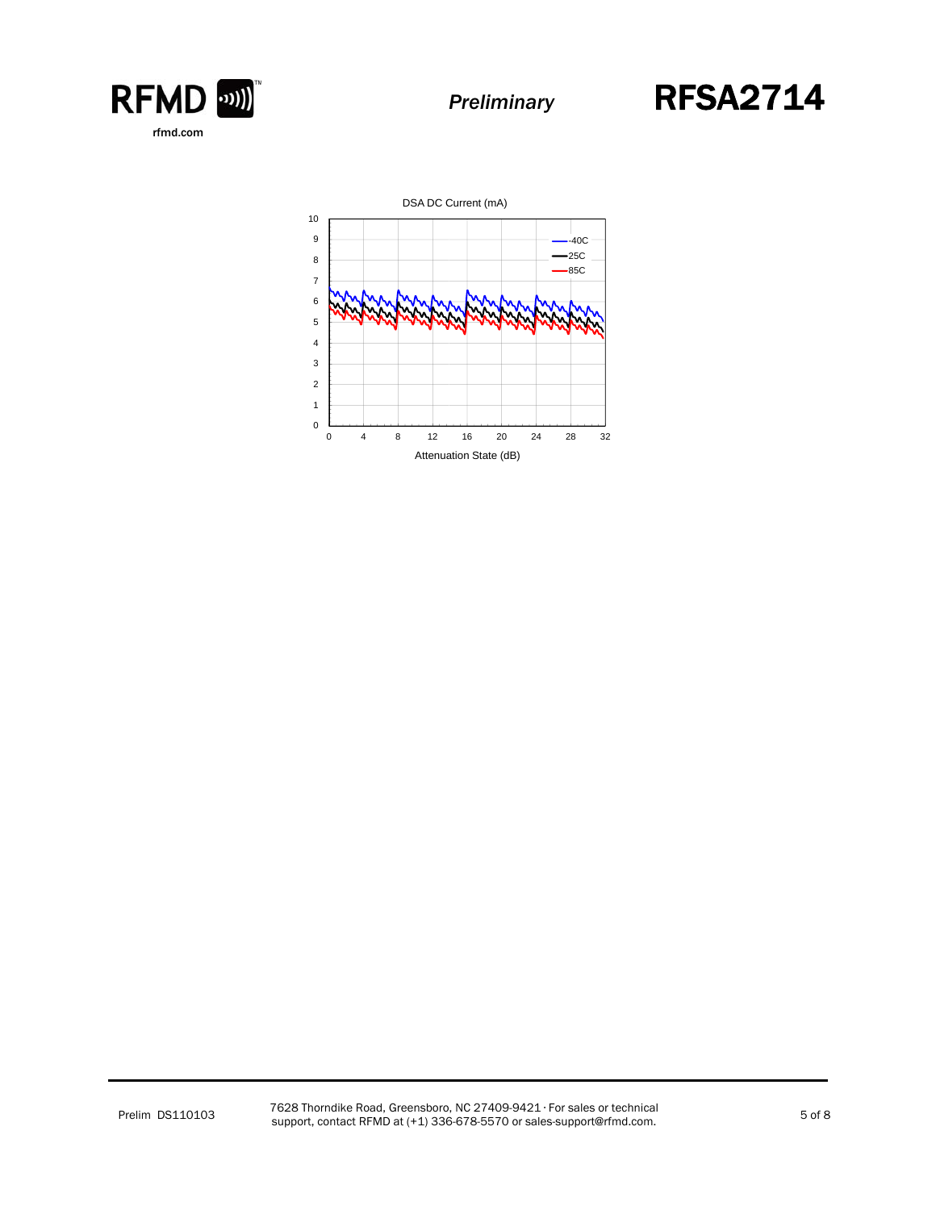DSA DC Current (mA)

-40C
25C
85C

Attenuation State (dB)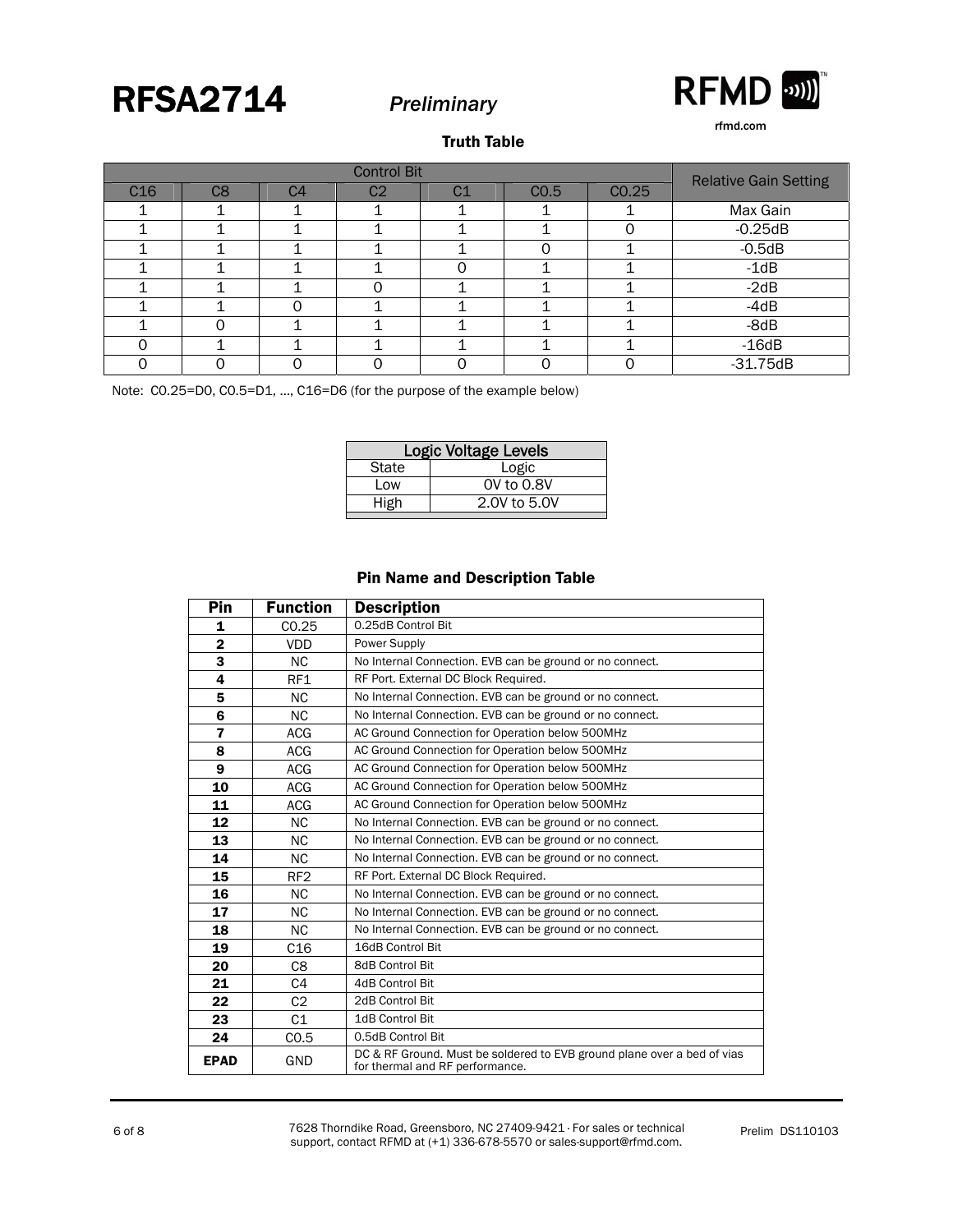### Truth Table

| Control Bit | | | | | | | Relative Gain Setting |
|---|---|---|---|---|---|---|---|
| C16 | C8 | C4 | C2 | C1 | C0.5 | C0.25 | |
| 1 | 1 | 1 | 1 | 1 | 1 | 1 | Max Gain |
| 1 | 1 | 1 | 1 | 1 | 1 | 0 | -0.25dB |
| 1 | 1 | 1 | 1 | 1 | 0 | 1 | -0.5dB |
| 1 | 1 | 1 | 1 | 0 | 1 | 1 | -1dB |
| 1 | 1 | 1 | 0 | 1 | 1 | 1 | -2dB |
| 1 | 1 | 0 | 1 | 1 | 1 | 1 | -4dB |
| 1 | 0 | 1 | 1 | 1 | 1 | 1 | -8dB |
| 0 | 1 | 1 | 1 | 1 | 1 | 1 | -16dB |
| 0 | 0 | 0 | 0 | 0 | 0 | 0 | -31.75dB |

Note: C0.25=D0, C0.5=D1, ..., C16=D6 (for the purpose of the example below)

| Logic Voltage Levels | |
|---|---|
| State | Logic |
| Low | 0V to 0.8V |
| High | 2.0V to 5.0V |

### Pin Name and Description Table

| Pin | Function | Description |
|---|---|---|
| 1 | C0.25 | 0.25dB Control Bit |
| 2 | VDD | Power Supply |
| 3 | NC | No Internal Connection. EVB can be ground or no connect. |
| 4 | RF1 | RF Port. External DC Block Required. |
| 5 | NC | No Internal Connection. EVB can be ground or no connect. |
| 6 | NC | No Internal Connection. EVB can be ground or no connect. |
| 7 | ACG | AC Ground Connection for Operation below 500MHz |
| 8 | ACG | AC Ground Connection for Operation below 500MHz |
| 9 | ACG | AC Ground Connection for Operation below 500MHz |
| 10 | ACG | AC Ground Connection for Operation below 500MHz |
| 11 | ACG | AC Ground Connection for Operation below 500MHz |
| 12 | NC | No Internal Connection. EVB can be ground or no connect. |
| 13 | NC | No Internal Connection. EVB can be ground or no connect. |
| 14 | NC | No Internal Connection. EVB can be ground or no connect. |
| 15 | RF2 | RF Port. External DC Block Required. |
| 16 | NC | No Internal Connection. EVB can be ground or no connect. |
| 17 | NC | No Internal Connection. EVB can be ground or no connect. |
| 18 | NC | No Internal Connection. EVB can be ground or no connect. |
| 19 | C16 | 16dB Control Bit |
| 20 | C8 | 8dB Control Bit |
| 21 | C4 | 4dB Control Bit |
| 22 | C2 | 2dB Control Bit |
| 23 | C1 | 1dB Control Bit |
| 24 | C0.5 | 0.5dB Control Bit |
| EPAD | GND | DC & RF Ground. Must be soldered to EVB ground plane over a bed of vias for thermal and RF performance. |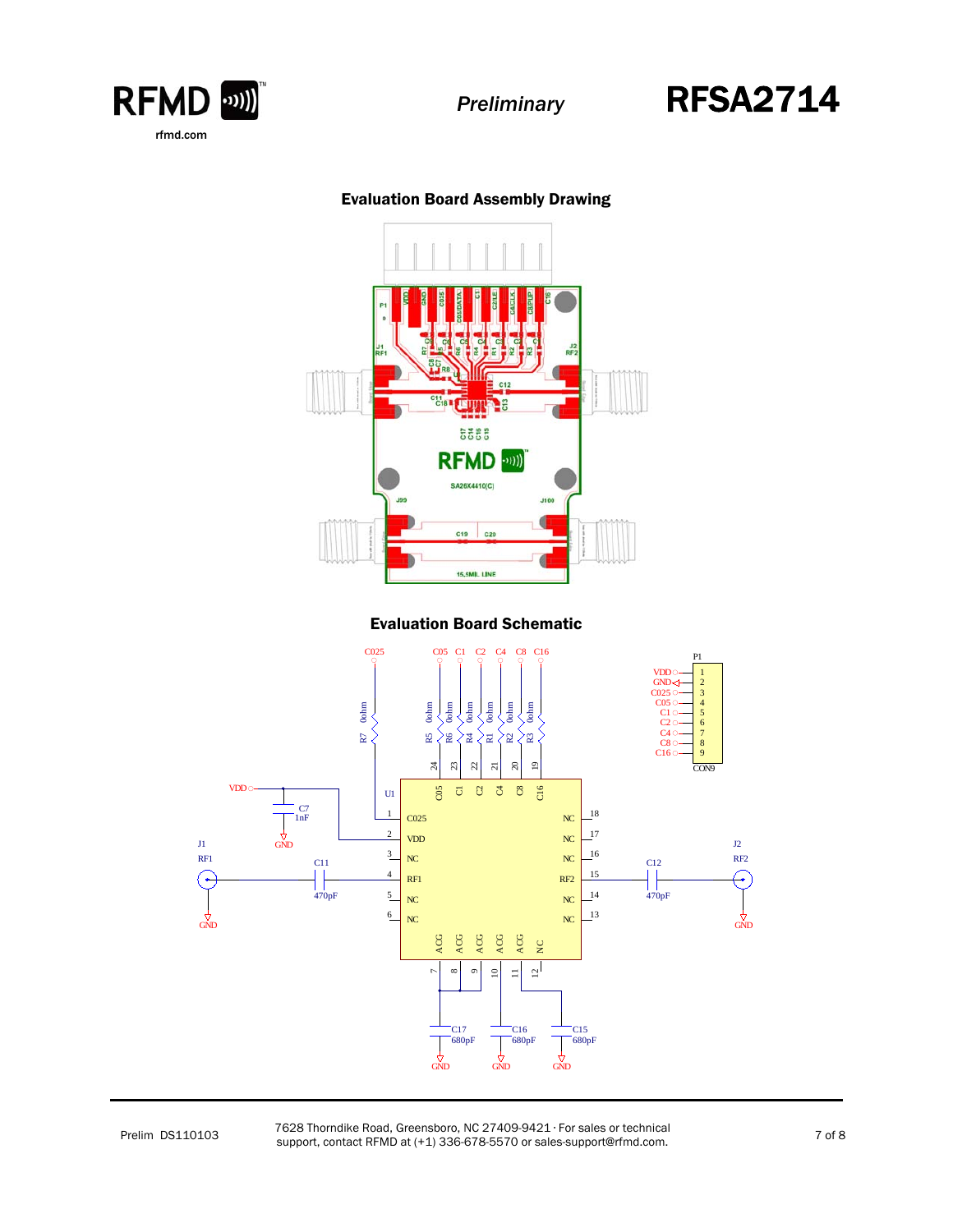## Evaluation Board Assembly Drawing

## Evaluation Board Schematic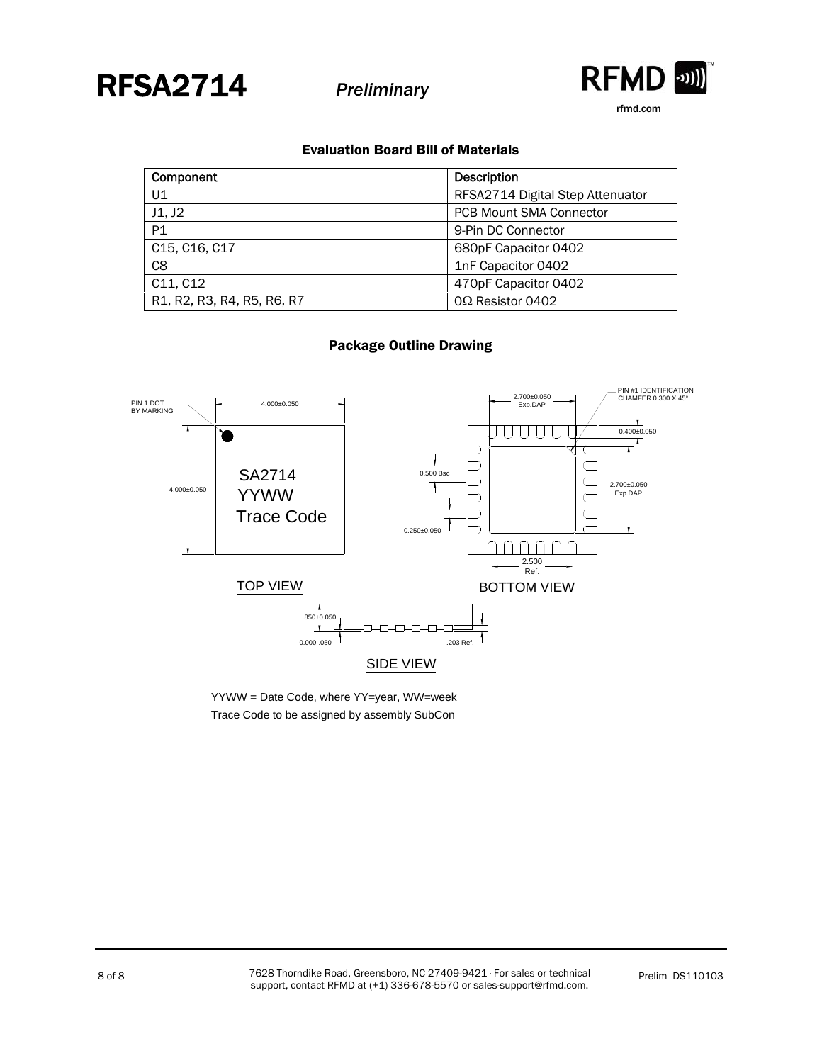## Evaluation Board Bill of Materials

| Component | Description |
| --- | --- |
| U1 | RFSA2714 Digital Step Attenuator |
| J1, J2 | PCB Mount SMA Connector |
| P1 | 9-Pin DC Connector |
| C15, C16, C17 | 680pF Capacitor 0402 |
| C8 | 1nF Capacitor 0402 |
| C11, C12 | 470pF Capacitor 0402 |
| R1, R2, R3, R4, R5, R6, R7 | 0Ω Resistor 0402 |

## Package Outline Drawing

PIN 1 DOT BY MARKING

4.000±0.050

4.000±0.050

SA2714
YYWW
Trace Code

TOP VIEW

2.700±0.050
Exp.DAP

PIN #1 IDENTIFICATION CHAMFER 0.300 X 45°

0.400±0.050

0.500 Bsc

2.700±0.050
Exp.DAP

0.250±0.050

2.500
Ref.

BOTTOM VIEW

.850±0.050

0.000-.050

.203 Ref.

SIDE VIEW

YYWW = Date Code, where YY=year, WW=week
Trace Code to be assigned by assembly SubCon

7628 Thorndike Road, Greensboro, NC 27409-9421 · For sales or technical support, contact RFMD at (+1) 336-678-5570 or sales-support@rfmd.com.